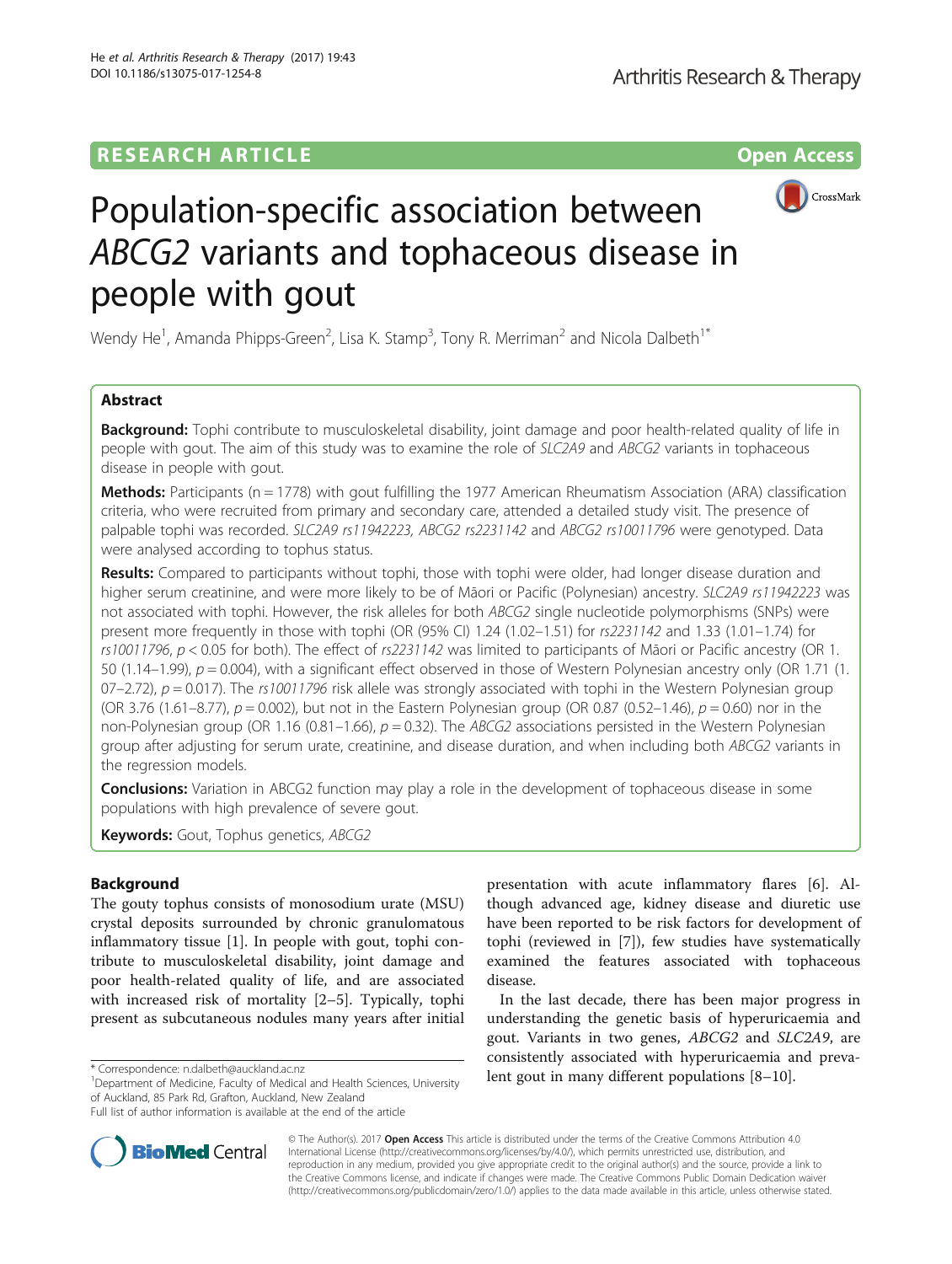RESEARCH ARTICLE

Open Access

# Population-specific association between *ABCG2* variants and tophaceous disease in people with gout

Wendy He[1], Amanda Phipps-Green[2], Lisa K. Stamp[3], Tony R. Merriman[2] and Nicola Dalbeth[1*]

## Abstract

**Background:** Tophi contribute to musculoskeletal disability, joint damage and poor health-related quality of life in people with gout. The aim of this study was to examine the role of *SLC2A9* and *ABCG2* variants in tophaceous disease in people with gout.

**Methods:** Participants (n = 1778) with gout fulfilling the 1977 American Rheumatism Association (ARA) classification criteria, who were recruited from primary and secondary care, attended a detailed study visit. The presence of palpable tophi was recorded. *SLC2A9 rs11942223, ABCG2 rs2231142* and *ABCG2 rs10011796* were genotyped. Data were analysed according to tophus status.

**Results:** Compared to participants without tophi, those with tophi were older, had longer disease duration and higher serum creatinine, and were more likely to be of Māori or Pacific (Polynesian) ancestry. *SLC2A9 rs11942223* was not associated with tophi. However, the risk alleles for both *ABCG2* single nucleotide polymorphisms (SNPs) were present more frequently in those with tophi (OR (95% CI) 1.24 (1.02–1.51) for *rs2231142* and 1.33 (1.01–1.74) for *rs10011796*, $p < 0.05$ for both). The effect of *rs2231142* was limited to participants of Māori or Pacific ancestry (OR 1.50 (1.14–1.99), $p = 0.004$), with a significant effect observed in those of Western Polynesian ancestry only (OR 1.71 (1.07–2.72), $p = 0.017$). The *rs10011796* risk allele was strongly associated with tophi in the Western Polynesian group (OR 3.76 (1.61–8.77), $p = 0.002$), but not in the Eastern Polynesian group (OR 0.87 (0.52–1.46), $p = 0.60$) nor in the non-Polynesian group (OR 1.16 (0.81–1.66), $p = 0.32$). The *ABCG2* associations persisted in the Western Polynesian group after adjusting for serum urate, creatinine, and disease duration, and when including both *ABCG2* variants in the regression models.

**Conclusions:** Variation in ABCG2 function may play a role in the development of tophaceous disease in some populations with high prevalence of severe gout.

**Keywords:** Gout, Tophus genetics, *ABCG2*

## Background

The gouty tophus consists of monosodium urate (MSU) crystal deposits surrounded by chronic granulomatous inflammatory tissue [1]. In people with gout, tophi contribute to musculoskeletal disability, joint damage and poor health-related quality of life, and are associated with increased risk of mortality [2–5]. Typically, tophi present as subcutaneous nodules many years after initial presentation with acute inflammatory flares [6]. Although advanced age, kidney disease and diuretic use have been reported to be risk factors for development of tophi (reviewed in [7]), few studies have systematically examined the features associated with tophaceous disease.

In the last decade, there has been major progress in understanding the genetic basis of hyperuricaemia and gout. Variants in two genes, *ABCG2* and *SLC2A9*, are consistently associated with hyperuricaemia and prevalent gout in many different populations [8–10].

\* Correspondence: n.dalbeth@auckland.ac.nz

[1]Department of Medicine, Faculty of Medical and Health Sciences, University of Auckland, 85 Park Rd, Grafton, Auckland, New Zealand

Full list of author information is available at the end of the article

© The Author(s). 2017 **Open Access** This article is distributed under the terms of the Creative Commons Attribution 4.0 International License (http://creativecommons.org/licenses/by/4.0/), which permits unrestricted use, distribution, and reproduction in any medium, provided you give appropriate credit to the original author(s) and the source, provide a link to the Creative Commons license, and indicate if changes were made. The Creative Commons Public Domain Dedication waiver (http://creativecommons.org/publicdomain/zero/1.0/) applies to the data made available in this article, unless otherwise stated.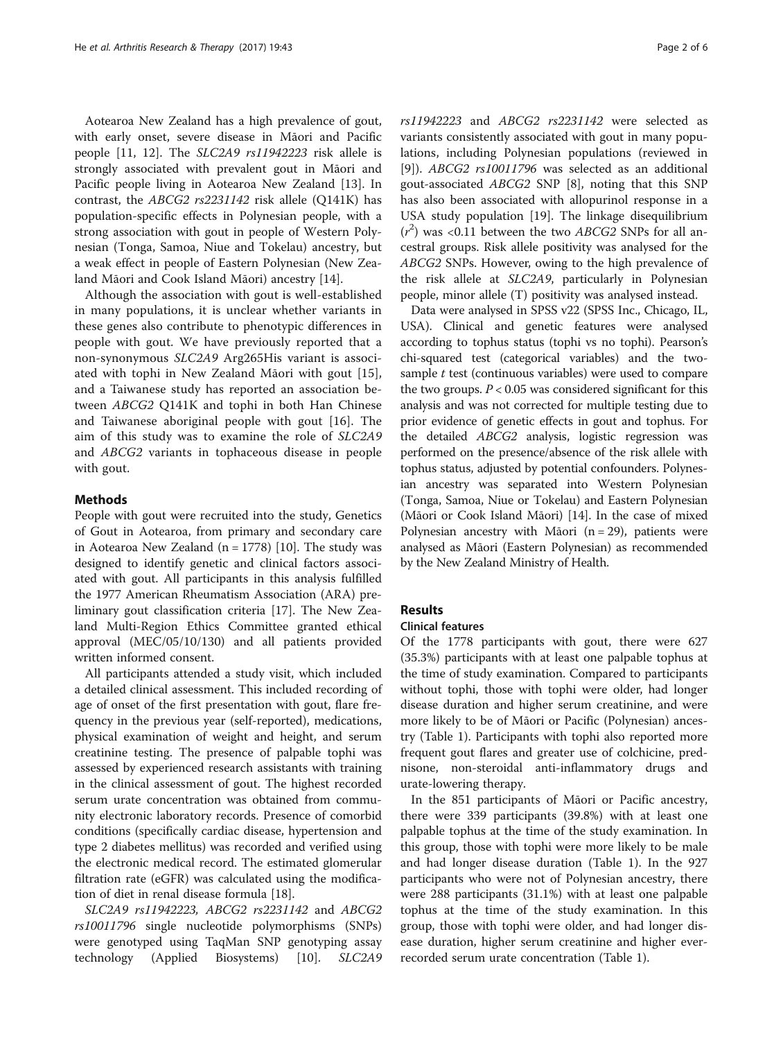Aotearoa New Zealand has a high prevalence of gout, with early onset, severe disease in Māori and Pacific people [11, 12]. The *SLC2A9 rs11942223* risk allele is strongly associated with prevalent gout in Māori and Pacific people living in Aotearoa New Zealand [13]. In contrast, the *ABCG2 rs2231142* risk allele (Q141K) has population-specific effects in Polynesian people, with a strong association with gout in people of Western Polynesian (Tonga, Samoa, Niue and Tokelau) ancestry, but a weak effect in people of Eastern Polynesian (New Zealand Māori and Cook Island Māori) ancestry [14].

Although the association with gout is well-established in many populations, it is unclear whether variants in these genes also contribute to phenotypic differences in people with gout. We have previously reported that a non-synonymous *SLC2A9* Arg265His variant is associated with tophi in New Zealand Māori with gout [15], and a Taiwanese study has reported an association between *ABCG2* Q141K and tophi in both Han Chinese and Taiwanese aboriginal people with gout [16]. The aim of this study was to examine the role of *SLC2A9* and *ABCG2* variants in tophaceous disease in people with gout.

## Methods

People with gout were recruited into the study, Genetics of Gout in Aotearoa, from primary and secondary care in Aotearoa New Zealand (n = 1778) [10]. The study was designed to identify genetic and clinical factors associated with gout. All participants in this analysis fulfilled the 1977 American Rheumatism Association (ARA) preliminary gout classification criteria [17]. The New Zealand Multi-Region Ethics Committee granted ethical approval (MEC/05/10/130) and all patients provided written informed consent.

All participants attended a study visit, which included a detailed clinical assessment. This included recording of age of onset of the first presentation with gout, flare frequency in the previous year (self-reported), medications, physical examination of weight and height, and serum creatinine testing. The presence of palpable tophi was assessed by experienced research assistants with training in the clinical assessment of gout. The highest recorded serum urate concentration was obtained from community electronic laboratory records. Presence of comorbid conditions (specifically cardiac disease, hypertension and type 2 diabetes mellitus) was recorded and verified using the electronic medical record. The estimated glomerular filtration rate (eGFR) was calculated using the modification of diet in renal disease formula [18].

*SLC2A9 rs11942223, ABCG2 rs2231142* and *ABCG2 rs10011796* single nucleotide polymorphisms (SNPs) were genotyped using TaqMan SNP genotyping assay technology (Applied Biosystems) [10]. *SLC2A9 rs11942223* and *ABCG2 rs2231142* were selected as variants consistently associated with gout in many populations, including Polynesian populations (reviewed in [9]). *ABCG2 rs10011796* was selected as an additional gout-associated *ABCG2* SNP [8], noting that this SNP has also been associated with allopurinol response in a USA study population [19]. The linkage disequilibrium ($r^2$) was <0.11 between the two *ABCG2* SNPs for all ancestral groups. Risk allele positivity was analysed for the *ABCG2* SNPs. However, owing to the high prevalence of the risk allele at *SLC2A9*, particularly in Polynesian people, minor allele (T) positivity was analysed instead.

Data were analysed in SPSS v22 (SPSS Inc., Chicago, IL, USA). Clinical and genetic features were analysed according to tophus status (tophi vs no tophi). Pearson's chi-squared test (categorical variables) and the two-sample *t* test (continuous variables) were used to compare the two groups. $P < 0.05$ was considered significant for this analysis and was not corrected for multiple testing due to prior evidence of genetic effects in gout and tophus. For the detailed *ABCG2* analysis, logistic regression was performed on the presence/absence of the risk allele with tophus status, adjusted by potential confounders. Polynesian ancestry was separated into Western Polynesian (Tonga, Samoa, Niue or Tokelau) and Eastern Polynesian (Māori or Cook Island Māori) [14]. In the case of mixed Polynesian ancestry with Māori (n = 29), patients were analysed as Māori (Eastern Polynesian) as recommended by the New Zealand Ministry of Health.

## Results

### Clinical features

Of the 1778 participants with gout, there were 627 (35.3%) participants with at least one palpable tophus at the time of study examination. Compared to participants without tophi, those with tophi were older, had longer disease duration and higher serum creatinine, and were more likely to be of Māori or Pacific (Polynesian) ancestry (Table 1). Participants with tophi also reported more frequent gout flares and greater use of colchicine, prednisone, non-steroidal anti-inflammatory drugs and urate-lowering therapy.

In the 851 participants of Māori or Pacific ancestry, there were 339 participants (39.8%) with at least one palpable tophus at the time of the study examination. In this group, those with tophi were more likely to be male and had longer disease duration (Table 1). In the 927 participants who were not of Polynesian ancestry, there were 288 participants (31.1%) with at least one palpable tophus at the time of the study examination. In this group, those with tophi were older, and had longer disease duration, higher serum creatinine and higher ever-recorded serum urate concentration (Table 1).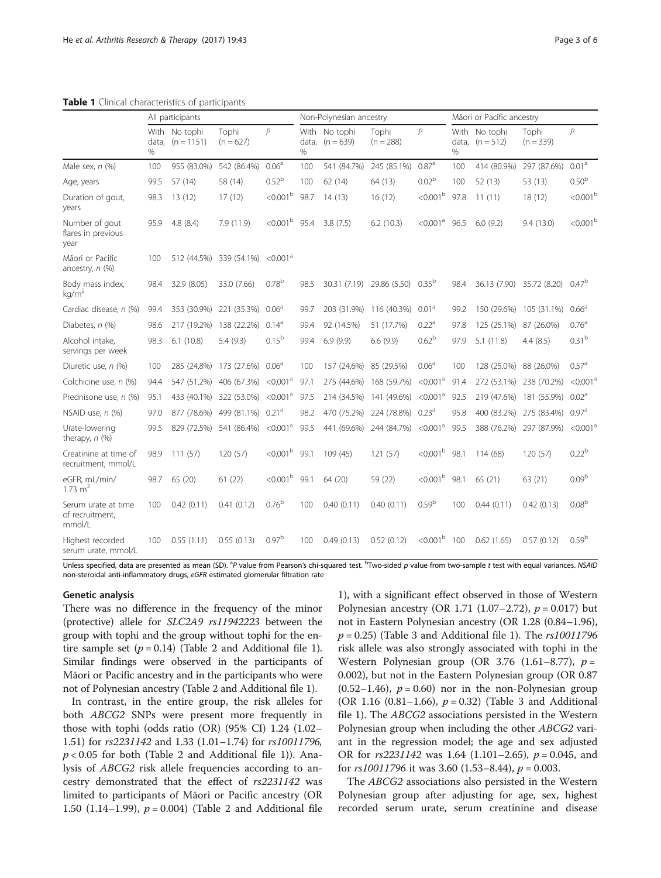**Table 1** Clinical characteristics of participants

| | All participants | | | | Non-Polynesian ancestry | | | | Māori or Pacific ancestry | | | |
|---|---|---|---|---|---|---|---|---|---|---|---|---|
| | With data, % | No tophi (n = 1151) | Tophi (n = 627) | P | With data, % | No tophi (n = 639) | Tophi (n = 288) | P | With data, % | No tophi (n = 512) | Tophi (n = 339) | P |
| Male sex, n (%) | 100 | 955 (83.0%) | 542 (86.4%) | 0.06[a] | 100 | 541 (84.7%) | 245 (85.1%) | 0.87[a] | 100 | 414 (80.9%) | 297 (87.6%) | 0.01[a] |
| Age, years | 99.5 | 57 (14) | 58 (14) | 0.52[b] | 100 | 62 (14) | 64 (13) | 0.02[b] | 100 | 52 (13) | 53 (13) | 0.50[b] |
| Duration of gout, years | 98.3 | 13 (12) | 17 (12) | <0.001[b] | 98.7 | 14 (13) | 16 (12) | <0.001[b] | 97.8 | 11 (11) | 18 (12) | <0.001[b] |
| Number of gout flares in previous year | 95.9 | 4.8 (8.4) | 7.9 (11.9) | <0.001[b] | 95.4 | 3.8 (7.5) | 6.2 (10.3) | <0.001[a] | 96.5 | 6.0 (9.2) | 9.4 (13.0) | <0.001[b] |
| Māori or Pacific ancestry, n (%) | 100 | 512 (44.5%) | 339 (54.1%) | <0.001[a] | | | | | | | | |
| Body mass index, kg/m$^2$ | 98.4 | 32.9 (8.05) | 33.0 (7.66) | 0.78[b] | 98.5 | 30.31 (7.19) | 29.86 (5.50) | 0.35[b] | 98.4 | 36.13 (7.90) | 35.72 (8.20) | 0.47[b] |
| Cardiac disease, n (%) | 99.4 | 353 (30.9%) | 221 (35.3%) | 0.06[a] | 99.7 | 203 (31.9%) | 116 (40.3%) | 0.01[a] | 99.2 | 150 (29.6%) | 105 (31.1%) | 0.66[a] |
| Diabetes, n (%) | 98.6 | 217 (19.2%) | 138 (22.2%) | 0.14[a] | 99.4 | 92 (14.5%) | 51 (17.7%) | 0.22[a] | 97.8 | 125 (25.1%) | 87 (26.0%) | 0.76[a] |
| Alcohol intake, servings per week | 98.3 | 6.1 (10.8) | 5.4 (9.3) | 0.15[b] | 99.4 | 6.9 (9.9) | 6.6 (9.9) | 0.62[b] | 97.9 | 5.1 (11.8) | 4.4 (8.5) | 0.31[b] |
| Diuretic use, n (%) | 100 | 285 (24.8%) | 173 (27.6%) | 0.06[a] | 100 | 157 (24.6%) | 85 (29.5%) | 0.06[a] | 100 | 128 (25.0%) | 88 (26.0%) | 0.57[a] |
| Colchicine use, n (%) | 94.4 | 547 (51.2%) | 406 (67.3%) | <0.001[a] | 97.1 | 275 (44.6%) | 168 (59.7%) | <0.001[a] | 91.4 | 272 (53.1%) | 238 (70.2%) | <0.001[a] |
| Prednisone use, n (%) | 95.1 | 433 (40.1%) | 322 (53.0%) | <0.001[a] | 97.5 | 214 (34.5%) | 141 (49.6%) | <0.001[a] | 92.5 | 219 (47.6%) | 181 (55.9%) | 0.02[a] |
| NSAID use, n (%) | 97.0 | 877 (78.6%) | 499 (81.1%) | 0.21[a] | 98.2 | 470 (75.2%) | 224 (78.8%) | 0.23[a] | 95.8 | 400 (83.2%) | 275 (83.4%) | 0.97[a] |
| Urate-lowering therapy, n (%) | 99.5 | 829 (72.5%) | 541 (86.4%) | <0.001[a] | 99.5 | 441 (69.6%) | 244 (84.7%) | <0.001[a] | 99.5 | 388 (76.2%) | 297 (87.9%) | <0.001[a] |
| Creatinine at time of recruitment, mmol/L | 98.9 | 111 (57) | 120 (57) | <0.001[b] | 99.1 | 109 (45) | 121 (57) | <0.001[b] | 98.1 | 114 (68) | 120 (57) | 0.22[b] |
| eGFR, mL/min/1.73 m$^2$ | 98.7 | 65 (20) | 61 (22) | <0.001[b] | 99.1 | 64 (20) | 59 (22) | <0.001[b] | 98.1 | 65 (21) | 63 (21) | 0.09[b] |
| Serum urate at time of recruitment, mmol/L | 100 | 0.42 (0.11) | 0.41 (0.12) | 0.76[b] | 100 | 0.40 (0.11) | 0.40 (0.11) | 0.59[b] | 100 | 0.44 (0.11) | 0.42 (0.13) | 0.08[b] |
| Highest recorded serum urate, mmol/L | 100 | 0.55 (1.11) | 0.55 (0.13) | 0.97[b] | 100 | 0.49 (0.13) | 0.52 (0.12) | <0.001[b] | 100 | 0.62 (1.65) | 0.57 (0.12) | 0.59[b] |

Unless specified, data are presented as mean (SD). [a]P value from Pearson's chi-squared test. [b]Two-sided p value from two-sample t test with equal variances. *NSAID* non-steroidal anti-inflammatory drugs, *eGFR* estimated glomerular filtration rate

### Genetic analysis

There was no difference in the frequency of the minor (protective) allele for *SLC2A9 rs11942223* between the group with tophi and the group without tophi for the entire sample set ($p = 0.14$) (Table 2 and Additional file 1). Similar findings were observed in the participants of Māori or Pacific ancestry and in the participants who were not of Polynesian ancestry (Table 2 and Additional file 1).

In contrast, in the entire group, the risk alleles for both *ABCG2* SNPs were present more frequently in those with tophi (odds ratio (OR) (95% CI) 1.24 (1.02–1.51) for *rs2231142* and 1.33 (1.01–1.74) for *rs10011796*, $p < 0.05$ for both (Table 2 and Additional file 1)). Analysis of *ABCG2* risk allele frequencies according to ancestry demonstrated that the effect of *rs2231142* was limited to participants of Māori or Pacific ancestry (OR 1.50 (1.14–1.99), $p = 0.004$) (Table 2 and Additional file 1), with a significant effect observed in those of Western Polynesian ancestry (OR 1.71 (1.07–2.72), $p = 0.017$) but not in Eastern Polynesian ancestry (OR 1.28 (0.84–1.96), $p = 0.25$) (Table 3 and Additional file 1). The *rs10011796* risk allele was also strongly associated with tophi in the Western Polynesian group (OR 3.76 (1.61–8.77), $p = 0.002$), but not in the Eastern Polynesian group (OR 0.87 (0.52–1.46), $p = 0.60$) nor in the non-Polynesian group (OR 1.16 (0.81–1.66), $p = 0.32$) (Table 3 and Additional file 1). The *ABCG2* associations persisted in the Western Polynesian group when including the other *ABCG2* variant in the regression model; the age and sex adjusted OR for *rs2231142* was 1.64 (1.101–2.65), $p = 0.045$, and for *rs10011796* it was 3.60 (1.53–8.44), $p = 0.003$.

The *ABCG2* associations also persisted in the Western Polynesian group after adjusting for age, sex, highest recorded serum urate, serum creatinine and disease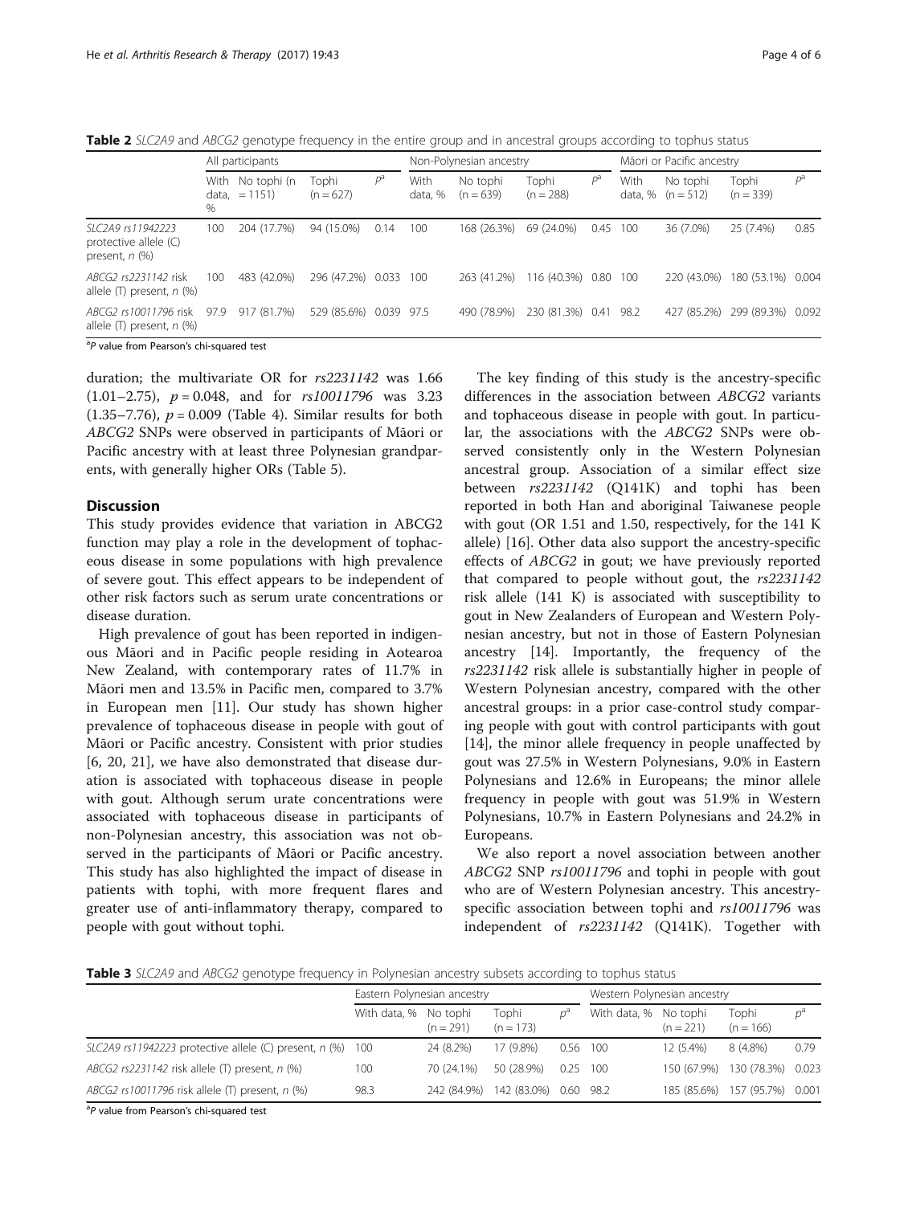**Table 2** *SLC2A9* and *ABCG2* genotype frequency in the entire group and in ancestral groups according to tophus status

| | All participants | | | | Non-Polynesian ancestry | | | | Māori or Pacific ancestry | | | |
|---|---|---|---|---|---|---|---|---|---|---|---|---|
| | With data, % | No tophi (n = 1151) | Tophi (n = 627) | $P^a$ | With data, % | No tophi (n = 639) | Tophi (n = 288) | $P^a$ | With data, % | No tophi (n = 512) | Tophi (n = 339) | $P^a$ |
| *SLC2A9 rs11942223* protective allele (C) present, *n* (%) | 100 | 204 (17.7%) | 94 (15.0%) | 0.14 | 100 | 168 (26.3%) | 69 (24.0%) | 0.45 | 100 | 36 (7.0%) | 25 (7.4%) | 0.85 |
| *ABCG2 rs2231142* risk allele (T) present, *n* (%) | 100 | 483 (42.0%) | 296 (47.2%) | 0.033 | 100 | 263 (41.2%) | 116 (40.3%) | 0.80 | 100 | 220 (43.0%) | 180 (53.1%) | 0.004 |
| *ABCG2 rs10011796* risk allele (T) present, *n* (%) | 97.9 | 917 (81.7%) | 529 (85.6%) | 0.039 | 97.5 | 490 (78.9%) | 230 (81.3%) | 0.41 | 98.2 | 427 (85.2%) | 299 (89.3%) | 0.092 |

[a]*P* value from Pearson's chi-squared test

duration; the multivariate OR for *rs2231142* was 1.66 (1.01–2.75), $p = 0.048$, and for *rs10011796* was 3.23 (1.35–7.76), $p = 0.009$ (Table 4). Similar results for both *ABCG2* SNPs were observed in participants of Māori or Pacific ancestry with at least three Polynesian grandparents, with generally higher ORs (Table 5).

## Discussion

This study provides evidence that variation in ABCG2 function may play a role in the development of tophaceous disease in some populations with high prevalence of severe gout. This effect appears to be independent of other risk factors such as serum urate concentrations or disease duration.

High prevalence of gout has been reported in indigenous Māori and in Pacific people residing in Aotearoa New Zealand, with contemporary rates of 11.7% in Māori men and 13.5% in Pacific men, compared to 3.7% in European men [11]. Our study has shown higher prevalence of tophaceous disease in people with gout of Māori or Pacific ancestry. Consistent with prior studies [6, 20, 21], we have also demonstrated that disease duration is associated with tophaceous disease in people with gout. Although serum urate concentrations were associated with tophaceous disease in participants of non-Polynesian ancestry, this association was not observed in the participants of Māori or Pacific ancestry. This study has also highlighted the impact of disease in patients with tophi, with more frequent flares and greater use of anti-inflammatory therapy, compared to people with gout without tophi.

The key finding of this study is the ancestry-specific differences in the association between *ABCG2* variants and tophaceous disease in people with gout. In particular, the associations with the *ABCG2* SNPs were observed consistently only in the Western Polynesian ancestral group. Association of a similar effect size between *rs2231142* (Q141K) and tophi has been reported in both Han and aboriginal Taiwanese people with gout (OR 1.51 and 1.50, respectively, for the 141 K allele) [16]. Other data also support the ancestry-specific effects of *ABCG2* in gout; we have previously reported that compared to people without gout, the *rs2231142* risk allele (141 K) is associated with susceptibility to gout in New Zealanders of European and Western Polynesian ancestry, but not in those of Eastern Polynesian ancestry [14]. Importantly, the frequency of the *rs2231142* risk allele is substantially higher in people of Western Polynesian ancestry, compared with the other ancestral groups: in a prior case-control study comparing people with gout with control participants with gout [14], the minor allele frequency in people unaffected by gout was 27.5% in Western Polynesians, 9.0% in Eastern Polynesians and 12.6% in Europeans; the minor allele frequency in people with gout was 51.9% in Western Polynesians, 10.7% in Eastern Polynesians and 24.2% in Europeans.

We also report a novel association between another *ABCG2* SNP *rs10011796* and tophi in people with gout who are of Western Polynesian ancestry. This ancestry-specific association between tophi and *rs10011796* was independent of *rs2231142* (Q141K). Together with

**Table 3** *SLC2A9* and *ABCG2* genotype frequency in Polynesian ancestry subsets according to tophus status

| | Eastern Polynesian ancestry | | | | Western Polynesian ancestry | | | |
|---|---|---|---|---|---|---|---|---|
| | With data, % | No tophi (n = 291) | Tophi (n = 173) | $P^a$ | With data, % | No tophi (n = 221) | Tophi (n = 166) | $P^a$ |
| *SLC2A9 rs11942223* protective allele (C) present, *n* (%) | 100 | 24 (8.2%) | 17 (9.8%) | 0.56 | 100 | 12 (5.4%) | 8 (4.8%) | 0.79 |
| *ABCG2 rs2231142* risk allele (T) present, *n* (%) | 100 | 70 (24.1%) | 50 (28.9%) | 0.25 | 100 | 150 (67.9%) | 130 (78.3%) | 0.023 |
| *ABCG2 rs10011796* risk allele (T) present, *n* (%) | 98.3 | 242 (84.9%) | 142 (83.0%) | 0.60 | 98.2 | 185 (85.6%) | 157 (95.7%) | 0.001 |

[a]*P* value from Pearson's chi-squared test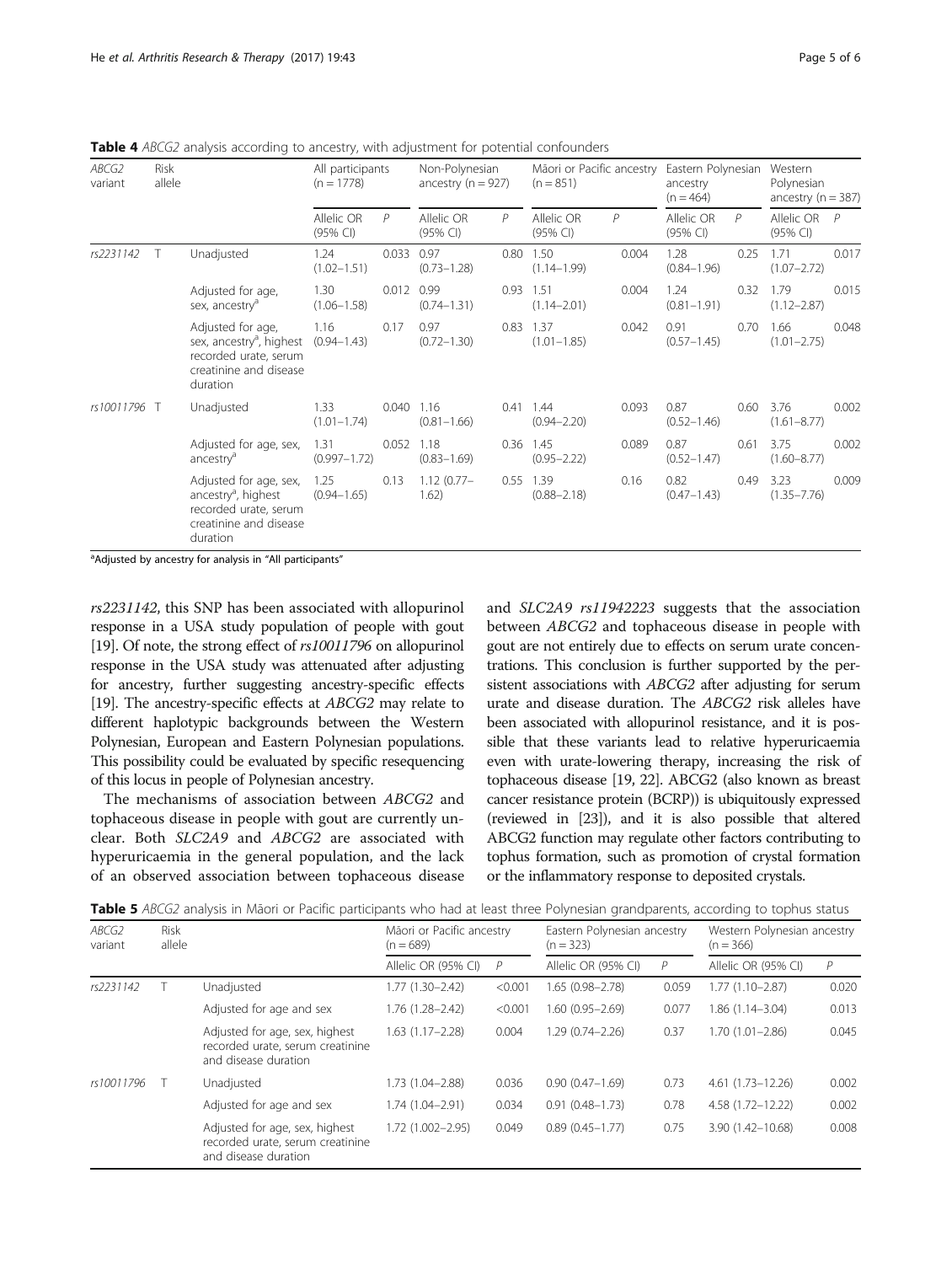**Table 4** *ABCG2* analysis according to ancestry, with adjustment for potential confounders

| *ABCG2* variant | Risk allele | | All participants (n = 1778) | | Non-Polynesian ancestry (n = 927) | | Māori or Pacific ancestry (n = 851) | | Eastern Polynesian ancestry (n = 464) | | Western Polynesian ancestry (n = 387) | |
|---|---|---|---|---|---|---|---|---|---|---|---|---|
| | | | Allelic OR (95% CI) | *P* | Allelic OR (95% CI) | *P* | Allelic OR (95% CI) | *P* | Allelic OR (95% CI) | *P* | Allelic OR (95% CI) | *P* |
| *rs2231142* | T | Unadjusted | 1.24 (1.02–1.51) | 0.033 | 0.97 (0.73–1.28) | 0.80 | 1.50 (1.14–1.99) | 0.004 | 1.28 (0.84–1.96) | 0.25 | 1.71 (1.07–2.72) | 0.017 |
| | | Adjusted for age, sex, ancestry[a] | 1.30 (1.06–1.58) | 0.012 | 0.99 (0.74–1.31) | 0.93 | 1.51 (1.14–2.01) | 0.004 | 1.24 (0.81–1.91) | 0.32 | 1.79 (1.12–2.87) | 0.015 |
| | | Adjusted for age, sex, ancestry[a], highest recorded urate, serum creatinine and disease duration | 1.16 (0.94–1.43) | 0.17 | 0.97 (0.72–1.30) | 0.83 | 1.37 (1.01–1.85) | 0.042 | 0.91 (0.57–1.45) | 0.70 | 1.66 (1.01–2.75) | 0.048 |
| *rs10011796* | T | Unadjusted | 1.33 (1.01–1.74) | 0.040 | 1.16 (0.81–1.66) | 0.41 | 1.44 (0.94–2.20) | 0.093 | 0.87 (0.52–1.46) | 0.60 | 3.76 (1.61–8.77) | 0.002 |
| | | Adjusted for age, sex, ancestry[a] | 1.31 (0.997–1.72) | 0.052 | 1.18 (0.83–1.69) | 0.36 | 1.45 (0.95–2.22) | 0.089 | 0.87 (0.52–1.47) | 0.61 | 3.75 (1.60–8.77) | 0.002 |
| | | Adjusted for age, sex, ancestry[a], highest recorded urate, serum creatinine and disease duration | 1.25 (0.94–1.65) | 0.13 | 1.12 (0.77–1.62) | 0.55 | 1.39 (0.88–2.18) | 0.16 | 0.82 (0.47–1.43) | 0.49 | 3.23 (1.35–7.76) | 0.009 |

[a]Adjusted by ancestry for analysis in "All participants"

*rs2231142*, this SNP has been associated with allopurinol response in a USA study population of people with gout [19]. Of note, the strong effect of *rs10011796* on allopurinol response in the USA study was attenuated after adjusting for ancestry, further suggesting ancestry-specific effects [19]. The ancestry-specific effects at *ABCG2* may relate to different haplotypic backgrounds between the Western Polynesian, European and Eastern Polynesian populations. This possibility could be evaluated by specific resequencing of this locus in people of Polynesian ancestry.

The mechanisms of association between *ABCG2* and tophaceous disease in people with gout are currently unclear. Both *SLC2A9* and *ABCG2* are associated with hyperuricaemia in the general population, and the lack of an observed association between tophaceous disease and *SLC2A9 rs11942223* suggests that the association between *ABCG2* and tophaceous disease in people with gout are not entirely due to effects on serum urate concentrations. This conclusion is further supported by the persistent associations with *ABCG2* after adjusting for serum urate and disease duration. The *ABCG2* risk alleles have been associated with allopurinol resistance, and it is possible that these variants lead to relative hyperuricaemia even with urate-lowering therapy, increasing the risk of tophaceous disease [19, 22]. ABCG2 (also known as breast cancer resistance protein (BCRP)) is ubiquitously expressed (reviewed in [23]), and it is also possible that altered ABCG2 function may regulate other factors contributing to tophus formation, such as promotion of crystal formation or the inflammatory response to deposited crystals.

**Table 5** *ABCG2* analysis in Māori or Pacific participants who had at least three Polynesian grandparents, according to tophus status

| *ABCG2* variant | Risk allele | | Māori or Pacific ancestry (n = 689) | | Eastern Polynesian ancestry (n = 323) | | Western Polynesian ancestry (n = 366) | |
|---|---|---|---|---|---|---|---|---|
| | | | Allelic OR (95% CI) | *P* | Allelic OR (95% CI) | *P* | Allelic OR (95% CI) | *P* |
| *rs2231142* | T | Unadjusted | 1.77 (1.30–2.42) | <0.001 | 1.65 (0.98–2.78) | 0.059 | 1.77 (1.10–2.87) | 0.020 |
| | | Adjusted for age and sex | 1.76 (1.28–2.42) | <0.001 | 1.60 (0.95–2.69) | 0.077 | 1.86 (1.14–3.04) | 0.013 |
| | | Adjusted for age, sex, highest recorded urate, serum creatinine and disease duration | 1.63 (1.17–2.28) | 0.004 | 1.29 (0.74–2.26) | 0.37 | 1.70 (1.01–2.86) | 0.045 |
| *rs10011796* | T | Unadjusted | 1.73 (1.04–2.88) | 0.036 | 0.90 (0.47–1.69) | 0.73 | 4.61 (1.73–12.26) | 0.002 |
| | | Adjusted for age and sex | 1.74 (1.04–2.91) | 0.034 | 0.91 (0.48–1.73) | 0.78 | 4.58 (1.72–12.22) | 0.002 |
| | | Adjusted for age, sex, highest recorded urate, serum creatinine and disease duration | 1.72 (1.002–2.95) | 0.049 | 0.89 (0.45–1.77) | 0.75 | 3.90 (1.42–10.68) | 0.008 |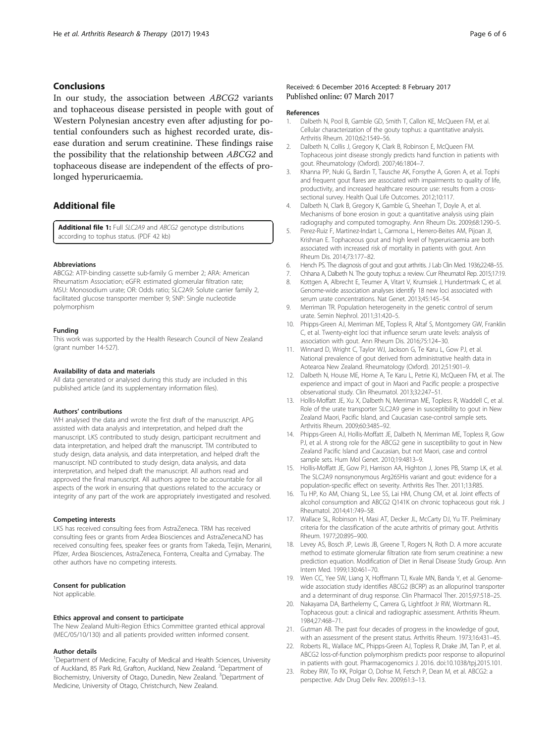## Conclusions

In our study, the association between *ABCG2* variants and tophaceous disease persisted in people with gout of Western Polynesian ancestry even after adjusting for potential confounders such as highest recorded urate, disease duration and serum creatinine. These findings raise the possibility that the relationship between *ABCG2* and tophaceous disease are independent of the effects of prolonged hyperuricaemia.

## Additional file

**Additional file 1:** Full *SLC2A9* and *ABCG2* genotype distributions according to tophus status. (PDF 42 kb)

#### Abbreviations

ABCG2: ATP-binding cassette sub-family G member 2; ARA: American Rheumatism Association; eGFR: estimated glomerular filtration rate; MSU: Monosodium urate; OR: Odds ratio; SLC2A9: Solute carrier family 2, facilitated glucose transporter member 9; SNP: Single nucleotide polymorphism

#### Funding

This work was supported by the Health Research Council of New Zealand (grant number 14-527).

#### Availability of data and materials

All data generated or analysed during this study are included in this published article (and its supplementary information files).

#### Authors' contributions

WH analysed the data and wrote the first draft of the manuscript. APG assisted with data analysis and interpretation, and helped draft the manuscript. LKS contributed to study design, participant recruitment and data interpretation, and helped draft the manuscript. TM contributed to study design, data analysis, and data interpretation, and helped draft the manuscript. ND contributed to study design, data analysis, and data interpretation, and helped draft the manuscript. All authors read and approved the final manuscript. All authors agree to be accountable for all aspects of the work in ensuring that questions related to the accuracy or integrity of any part of the work are appropriately investigated and resolved.

#### Competing interests

LKS has received consulting fees from AstraZeneca. TRM has received consulting fees or grants from Ardea Biosciences and AstraZeneca.ND has received consulting fees, speaker fees or grants from Takeda, Teijin, Menarini, Pfizer, Ardea Biosciences, AstraZeneca, Fonterra, Crealta and Cymabay. The other authors have no competing interests.

#### Consent for publication

Not applicable.

#### Ethics approval and consent to participate

The New Zealand Multi-Region Ethics Committee granted ethical approval (MEC/05/10/130) and all patients provided written informed consent.

#### Author details

[1]Department of Medicine, Faculty of Medical and Health Sciences, University of Auckland, 85 Park Rd, Grafton, Auckland, New Zealand. [2]Department of Biochemistry, University of Otago, Dunedin, New Zealand. [3]Department of Medicine, University of Otago, Christchurch, New Zealand.

Received: 6 December 2016 Accepted: 8 February 2017
Published online: 07 March 2017

#### References

1. Dalbeth N, Pool B, Gamble GD, Smith T, Callon KE, McQueen FM, et al. Cellular characterization of the gouty tophus: a quantitative analysis. Arthritis Rheum. 2010;62:1549–56.
2. Dalbeth N, Collis J, Gregory K, Clark B, Robinson E, McQueen FM. Tophaceous joint disease strongly predicts hand function in patients with gout. Rheumatology (Oxford). 2007;46:1804–7.
3. Khanna PP, Nuki G, Bardin T, Tausche AK, Forsythe A, Goren A, et al. Tophi and frequent gout flares are associated with impairments to quality of life, productivity, and increased healthcare resource use: results from a cross-sectional survey. Health Qual Life Outcomes. 2012;10:117.
4. Dalbeth N, Clark B, Gregory K, Gamble G, Sheehan T, Doyle A, et al. Mechanisms of bone erosion in gout: a quantitative analysis using plain radiography and computed tomography. Ann Rheum Dis. 2009;68:1290–5.
5. Perez-Ruiz F, Martinez-Indart L, Carmona L, Herrero-Beites AM, Pijoan JI, Krishnan E. Tophaceous gout and high level of hyperuricaemia are both associated with increased risk of mortality in patients with gout. Ann Rheum Dis. 2014;73:177–82.
6. Hench PS. The diagnosis of gout and gout arthritis. J Lab Clin Med. 1936;22:48–55.
7. Chhana A, Dalbeth N. The gouty tophus: a review. Curr Rheumatol Rep. 2015;17:19.
8. Kottgen A, Albrecht E, Teumer A, Vitart V, Krumsiek J, Hundertmark C, et al. Genome-wide association analyses identify 18 new loci associated with serum urate concentrations. Nat Genet. 2013;45:145–54.
9. Merriman TR. Population heterogeneity in the genetic control of serum urate. Semin Nephrol. 2011;31:420–5.
10. Phipps-Green AJ, Merriman ME, Topless R, Altaf S, Montgomery GW, Franklin C, et al. Twenty-eight loci that influence serum urate levels: analysis of association with gout. Ann Rheum Dis. 2016;75:124–30.
11. Winnard D, Wright C, Taylor WJ, Jackson G, Te Karu L, Gow PJ, et al. National prevalence of gout derived from administrative health data in Aotearoa New Zealand. Rheumatology (Oxford). 2012;51:901–9.
12. Dalbeth N, House ME, Horne A, Te Karu L, Petrie KJ, McQueen FM, et al. The experience and impact of gout in Maori and Pacific people: a prospective observational study. Clin Rheumatol. 2013;32:247–51.
13. Hollis-Moffatt JE, Xu X, Dalbeth N, Merriman ME, Topless R, Waddell C, et al. Role of the urate transporter SLC2A9 gene in susceptibility to gout in New Zealand Maori, Pacific Island, and Caucasian case-control sample sets. Arthritis Rheum. 2009;60:3485–92.
14. Phipps-Green AJ, Hollis-Moffatt JE, Dalbeth N, Merriman ME, Topless R, Gow PJ, et al. A strong role for the ABCG2 gene in susceptibility to gout in New Zealand Pacific Island and Caucasian, but not Maori, case and control sample sets. Hum Mol Genet. 2010;19:4813–9.
15. Hollis-Moffatt JE, Gow PJ, Harrison AA, Highton J, Jones PB, Stamp LK, et al. The SLC2A9 nonsynonymous Arg265His variant and gout: evidence for a population-specific effect on severity. Arthritis Res Ther. 2011;13:R85.
16. Tu HP, Ko AM, Chiang SL, Lee SS, Lai HM, Chung CM, et al. Joint effects of alcohol consumption and ABCG2 Q141K on chronic tophaceous gout risk. J Rheumatol. 2014;41:749–58.
17. Wallace SL, Robinson H, Masi AT, Decker JL, McCarty DJ, Yu TF. Preliminary criteria for the classification of the acute arthritis of primary gout. Arthritis Rheum. 1977;20:895–900.
18. Levey AS, Bosch JP, Lewis JB, Greene T, Rogers N, Roth D. A more accurate method to estimate glomerular filtration rate from serum creatinine: a new prediction equation. Modification of Diet in Renal Disease Study Group. Ann Intern Med. 1999;130:461–70.
19. Wen CC, Yee SW, Liang X, Hoffmann TJ, Kvale MN, Banda Y, et al. Genome-wide association study identifies ABCG2 (BCRP) as an allopurinol transporter and a determinant of drug response. Clin Pharmacol Ther. 2015;97:518–25.
20. Nakayama DA, Barthelemy C, Carrera G, Lightfoot Jr RW, Wortmann RL. Tophaceous gout: a clinical and radiographic assessment. Arthritis Rheum. 1984;27:468–71.
21. Gutman AB. The past four decades of progress in the knowledge of gout, with an assessment of the present status. Arthritis Rheum. 1973;16:431–45.
22. Roberts RL, Wallace MC, Phipps-Green AJ, Topless R, Drake JM, Tan P, et al. ABCG2 loss-of-function polymorphism predicts poor response to allopurinol in patients with gout. Pharmacogenomics J. 2016. doi:10.1038/tpj.2015.101.
23. Robey RW, To KK, Polgar O, Dohse M, Fetsch P, Dean M, et al. ABCG2: a perspective. Adv Drug Deliv Rev. 2009;61:3–13.